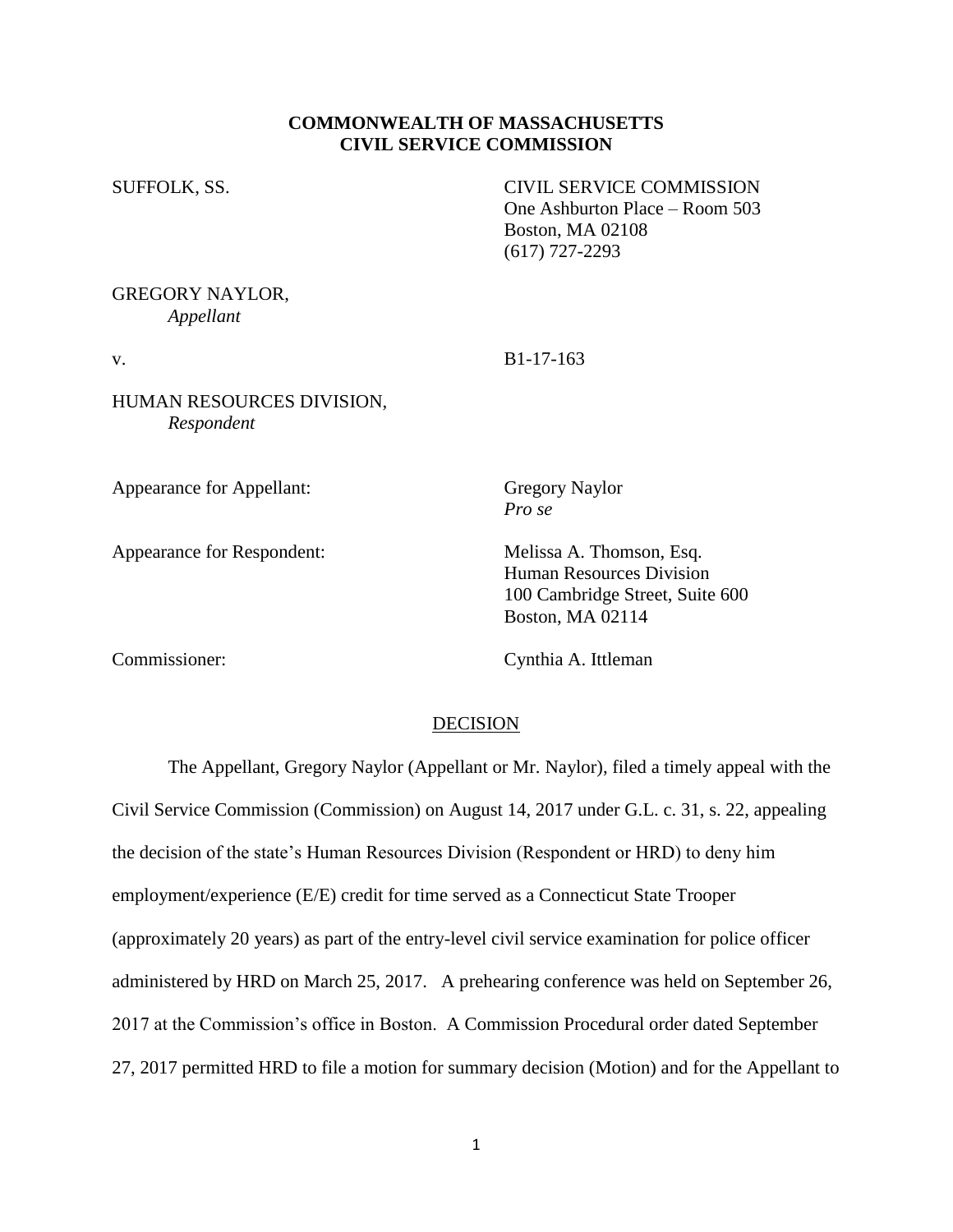**COMMONWEALTH OF MASSACHUSETTS**
**CIVIL SERVICE COMMISSION**

SUFFOLK, SS.

CIVIL SERVICE COMMISSION
One Ashburton Place – Room 503
Boston, MA 02108
(617) 727-2293

GREGORY NAYLOR,
*Appellant*

v.

B1-17-163

HUMAN RESOURCES DIVISION,
*Respondent*

Appearance for Appellant: Gregory Naylor
*Pro se*

Appearance for Respondent: Melissa A. Thomson, Esq.
Human Resources Division
100 Cambridge Street, Suite 600
Boston, MA 02114

Commissioner: Cynthia A. Ittleman

DECISION

The Appellant, Gregory Naylor (Appellant or Mr. Naylor), filed a timely appeal with the Civil Service Commission (Commission) on August 14, 2017 under G.L. c. 31, s. 22, appealing the decision of the state's Human Resources Division (Respondent or HRD) to deny him employment/experience (E/E) credit for time served as a Connecticut State Trooper (approximately 20 years) as part of the entry-level civil service examination for police officer administered by HRD on March 25, 2017. A prehearing conference was held on September 26, 2017 at the Commission's office in Boston. A Commission Procedural order dated September 27, 2017 permitted HRD to file a motion for summary decision (Motion) and for the Appellant to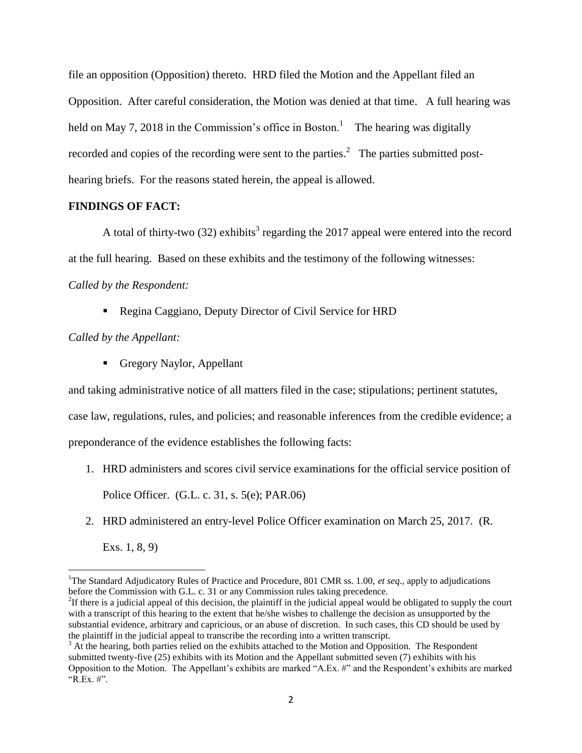file an opposition (Opposition) thereto. HRD filed the Motion and the Appellant filed an Opposition. After careful consideration, the Motion was denied at that time. A full hearing was held on May 7, 2018 in the Commission's office in Boston.[1] The hearing was digitally recorded and copies of the recording were sent to the parties.[2] The parties submitted post-hearing briefs. For the reasons stated herein, the appeal is allowed.

**FINDINGS OF FACT:**

A total of thirty-two (32) exhibits[3] regarding the 2017 appeal were entered into the record at the full hearing. Based on these exhibits and the testimony of the following witnesses:

*Called by the Respondent:*

- Regina Caggiano, Deputy Director of Civil Service for HRD

*Called by the Appellant:*

- Gregory Naylor, Appellant

and taking administrative notice of all matters filed in the case; stipulations; pertinent statutes, case law, regulations, rules, and policies; and reasonable inferences from the credible evidence; a preponderance of the evidence establishes the following facts:

1. HRD administers and scores civil service examinations for the official service position of Police Officer. (G.L. c. 31, s. 5(e); PAR.06)
2. HRD administered an entry-level Police Officer examination on March 25, 2017. (R. Exs. 1, 8, 9)

---

[1] The Standard Adjudicatory Rules of Practice and Procedure, 801 CMR ss. 1.00, *et seq*., apply to adjudications before the Commission with G.L. c. 31 or any Commission rules taking precedence.

[2] If there is a judicial appeal of this decision, the plaintiff in the judicial appeal would be obligated to supply the court with a transcript of this hearing to the extent that he/she wishes to challenge the decision as unsupported by the substantial evidence, arbitrary and capricious, or an abuse of discretion. In such cases, this CD should be used by the plaintiff in the judicial appeal to transcribe the recording into a written transcript.

[3] At the hearing, both parties relied on the exhibits attached to the Motion and Opposition. The Respondent submitted twenty-five (25) exhibits with its Motion and the Appellant submitted seven (7) exhibits with his Opposition to the Motion. The Appellant's exhibits are marked "A.Ex. #" and the Respondent's exhibits are marked "R.Ex. #".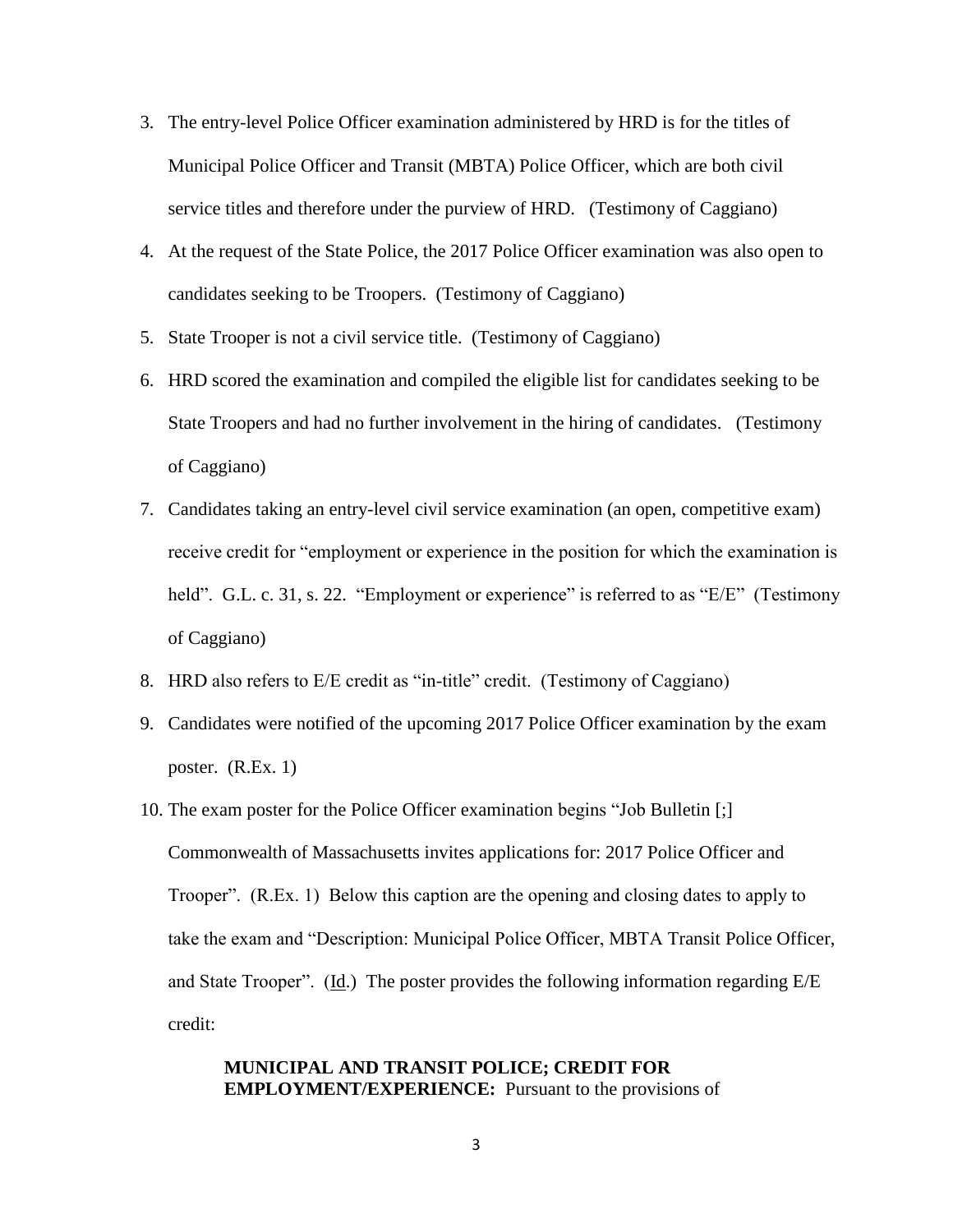3. The entry-level Police Officer examination administered by HRD is for the titles of Municipal Police Officer and Transit (MBTA) Police Officer, which are both civil service titles and therefore under the purview of HRD. (Testimony of Caggiano)
4. At the request of the State Police, the 2017 Police Officer examination was also open to candidates seeking to be Troopers. (Testimony of Caggiano)
5. State Trooper is not a civil service title. (Testimony of Caggiano)
6. HRD scored the examination and compiled the eligible list for candidates seeking to be State Troopers and had no further involvement in the hiring of candidates. (Testimony of Caggiano)
7. Candidates taking an entry-level civil service examination (an open, competitive exam) receive credit for "employment or experience in the position for which the examination is held". G.L. c. 31, s. 22. "Employment or experience" is referred to as "E/E" (Testimony of Caggiano)
8. HRD also refers to E/E credit as "in-title" credit. (Testimony of Caggiano)
9. Candidates were notified of the upcoming 2017 Police Officer examination by the exam poster. (R.Ex. 1)
10. The exam poster for the Police Officer examination begins "Job Bulletin [;] Commonwealth of Massachusetts invites applications for: 2017 Police Officer and Trooper". (R.Ex. 1) Below this caption are the opening and closing dates to apply to take the exam and "Description: Municipal Police Officer, MBTA Transit Police Officer, and State Trooper". (Id.) The poster provides the following information regarding E/E credit:

    **MUNICIPAL AND TRANSIT POLICE; CREDIT FOR EMPLOYMENT/EXPERIENCE:** Pursuant to the provisions of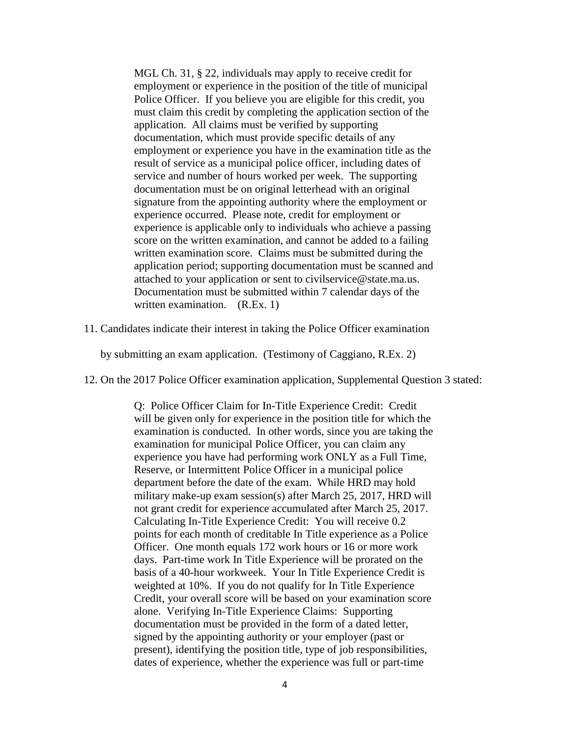> MGL Ch. 31, § 22, individuals may apply to receive credit for employment or experience in the position of the title of municipal Police Officer. If you believe you are eligible for this credit, you must claim this credit by completing the application section of the application. All claims must be verified by supporting documentation, which must provide specific details of any employment or experience you have in the examination title as the result of service as a municipal police officer, including dates of service and number of hours worked per week. The supporting documentation must be on original letterhead with an original signature from the appointing authority where the employment or experience occurred. Please note, credit for employment or experience is applicable only to individuals who achieve a passing score on the written examination, and cannot be added to a failing written examination score. Claims must be submitted during the application period; supporting documentation must be scanned and attached to your application or sent to civilservice@state.ma.us. Documentation must be submitted within 7 calendar days of the written examination. (R.Ex. 1)

11. Candidates indicate their interest in taking the Police Officer examination by submitting an exam application. (Testimony of Caggiano, R.Ex. 2)

12. On the 2017 Police Officer examination application, Supplemental Question 3 stated:

> Q: Police Officer Claim for In-Title Experience Credit: Credit will be given only for experience in the position title for which the examination is conducted. In other words, since you are taking the examination for municipal Police Officer, you can claim any experience you have had performing work ONLY as a Full Time, Reserve, or Intermittent Police Officer in a municipal police department before the date of the exam. While HRD may hold military make-up exam session(s) after March 25, 2017, HRD will not grant credit for experience accumulated after March 25, 2017. Calculating In-Title Experience Credit: You will receive 0.2 points for each month of creditable In Title experience as a Police Officer. One month equals 172 work hours or 16 or more work days. Part-time work In Title Experience will be prorated on the basis of a 40-hour workweek. Your In Title Experience Credit is weighted at 10%. If you do not qualify for In Title Experience Credit, your overall score will be based on your examination score alone. Verifying In-Title Experience Claims: Supporting documentation must be provided in the form of a dated letter, signed by the appointing authority or your employer (past or present), identifying the position title, type of job responsibilities, dates of experience, whether the experience was full or part-time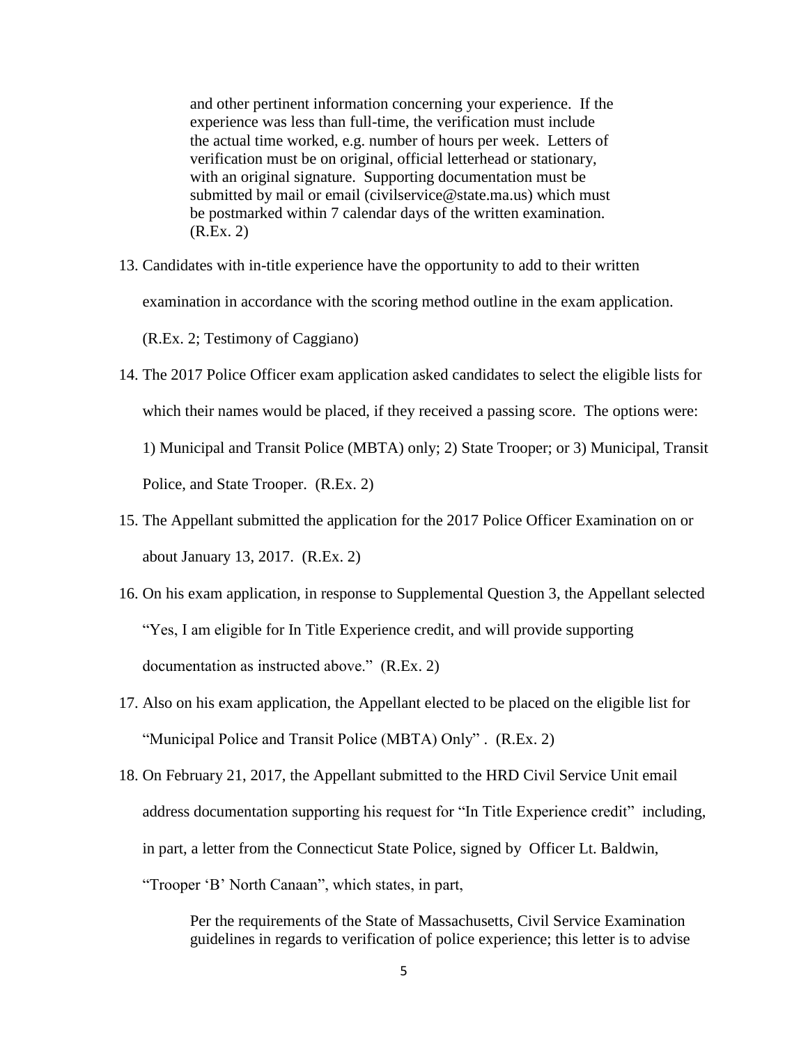> and other pertinent information concerning your experience. If the experience was less than full-time, the verification must include the actual time worked, e.g. number of hours per week. Letters of verification must be on original, official letterhead or stationary, with an original signature. Supporting documentation must be submitted by mail or email (civilservice@state.ma.us) which must be postmarked within 7 calendar days of the written examination. (R.Ex. 2)

13. Candidates with in-title experience have the opportunity to add to their written examination in accordance with the scoring method outline in the exam application. (R.Ex. 2; Testimony of Caggiano)
14. The 2017 Police Officer exam application asked candidates to select the eligible lists for which their names would be placed, if they received a passing score. The options were: 1) Municipal and Transit Police (MBTA) only; 2) State Trooper; or 3) Municipal, Transit Police, and State Trooper. (R.Ex. 2)
15. The Appellant submitted the application for the 2017 Police Officer Examination on or about January 13, 2017. (R.Ex. 2)
16. On his exam application, in response to Supplemental Question 3, the Appellant selected "Yes, I am eligible for In Title Experience credit, and will provide supporting documentation as instructed above." (R.Ex. 2)
17. Also on his exam application, the Appellant elected to be placed on the eligible list for "Municipal Police and Transit Police (MBTA) Only" . (R.Ex. 2)
18. On February 21, 2017, the Appellant submitted to the HRD Civil Service Unit email address documentation supporting his request for "In Title Experience credit" including, in part, a letter from the Connecticut State Police, signed by Officer Lt. Baldwin, "Trooper 'B' North Canaan", which states, in part,

> Per the requirements of the State of Massachusetts, Civil Service Examination guidelines in regards to verification of police experience; this letter is to advise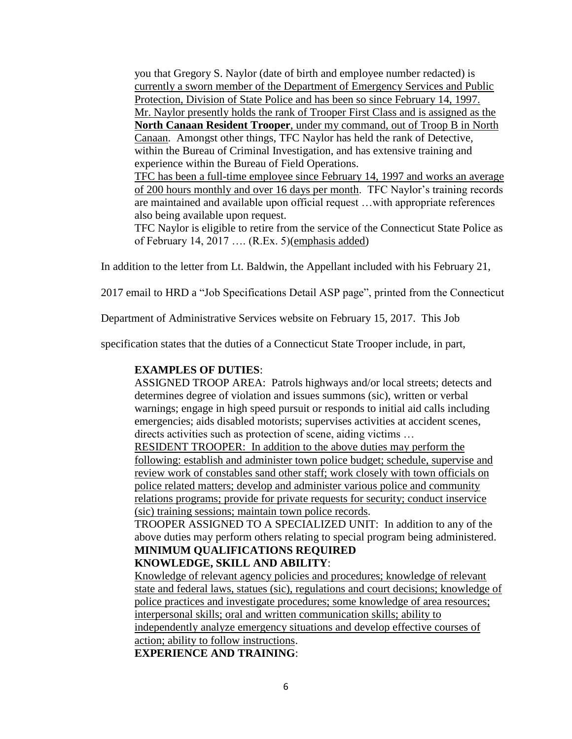> you that Gregory S. Naylor (date of birth and employee number redacted) is <u>currently a sworn member of the Department of Emergency Services and Public Protection, Division of State Police and has been so since February 14, 1997. Mr. Naylor presently holds the rank of Trooper First Class and is assigned as the **North Canaan Resident Trooper**, under my command, out of Troop B in North Canaan</u>. Amongst other things, TFC Naylor has held the rank of Detective, within the Bureau of Criminal Investigation, and has extensive training and experience within the Bureau of Field Operations.
>
> <u>TFC has been a full-time employee since February 14, 1997 and works an average of 200 hours monthly and over 16 days per month</u>. TFC Naylor's training records are maintained and available upon official request …with appropriate references also being available upon request.
>
> TFC Naylor is eligible to retire from the service of the Connecticut State Police as of February 14, 2017 …. (R.Ex. 5)(<u>emphasis added</u>)

In addition to the letter from Lt. Baldwin, the Appellant included with his February 21, 2017 email to HRD a "Job Specifications Detail ASP page", printed from the Connecticut Department of Administrative Services website on February 15, 2017. This Job specification states that the duties of a Connecticut State Trooper include, in part,

> **EXAMPLES OF DUTIES**:
>
> ASSIGNED TROOP AREA: Patrols highways and/or local streets; detects and determines degree of violation and issues summons (sic), written or verbal warnings; engage in high speed pursuit or responds to initial aid calls including emergencies; aids disabled motorists; supervises activities at accident scenes, directs activities such as protection of scene, aiding victims …
>
> <u>RESIDENT TROOPER: In addition to the above duties may perform the following: establish and administer town police budget; schedule, supervise and review work of constables sand other staff; work closely with town officials on police related matters; develop and administer various police and community relations programs; provide for private requests for security; conduct inservice (sic) training sessions; maintain town police records</u>.
>
> TROOPER ASSIGNED TO A SPECIALIZED UNIT: In addition to any of the above duties may perform others relating to special program being administered.
>
> **MINIMUM QUALIFICATIONS REQUIRED**
>
> **KNOWLEDGE, SKILL AND ABILITY**:
>
> <u>Knowledge of relevant agency policies and procedures; knowledge of relevant state and federal laws, statues (sic), regulations and court decisions; knowledge of police practices and investigate procedures; some knowledge of area resources; interpersonal skills; oral and written communication skills; ability to independently analyze emergency situations and develop effective courses of action; ability to follow instructions</u>.
>
> **EXPERIENCE AND TRAINING**: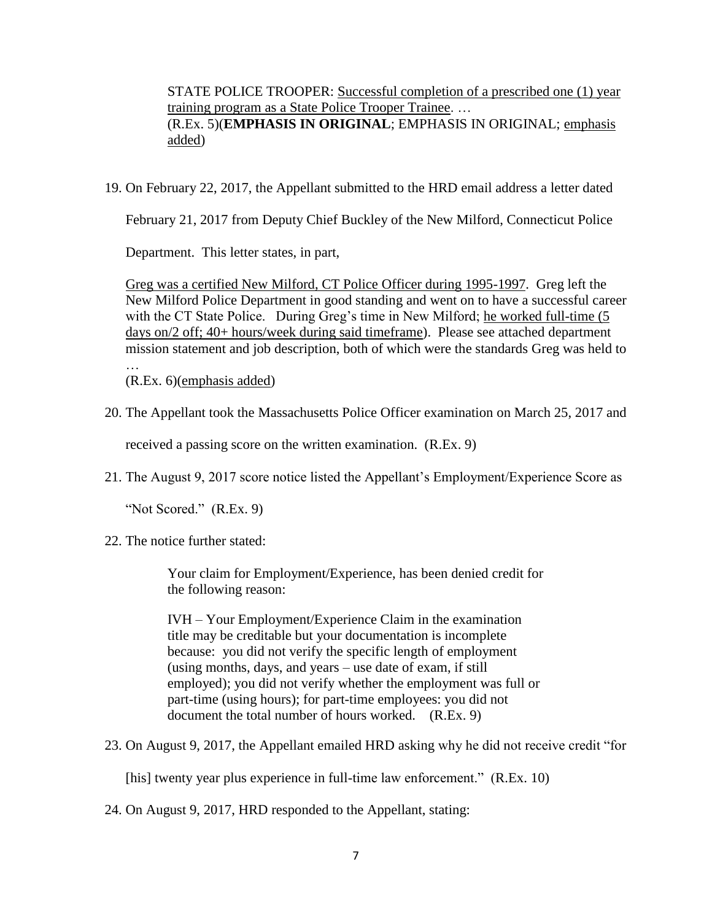> STATE POLICE TROOPER: <u>Successful completion of a prescribed one (1) year training program as a State Police Trooper Trainee</u>. …
> (R.Ex. 5)(**EMPHASIS IN ORIGINAL**; EMPHASIS IN ORIGINAL; <u>emphasis added</u>)

19. On February 22, 2017, the Appellant submitted to the HRD email address a letter dated February 21, 2017 from Deputy Chief Buckley of the New Milford, Connecticut Police Department. This letter states, in part,

> <u>Greg was a certified New Milford, CT Police Officer during 1995-1997</u>. Greg left the New Milford Police Department in good standing and went on to have a successful career with the CT State Police. During Greg's time in New Milford; <u>he worked full-time (5 days on/2 off; 40+ hours/week during said timeframe)</u>. Please see attached department mission statement and job description, both of which were the standards Greg was held to …
> (R.Ex. 6)(<u>emphasis added</u>)

20. The Appellant took the Massachusetts Police Officer examination on March 25, 2017 and received a passing score on the written examination. (R.Ex. 9)

21. The August 9, 2017 score notice listed the Appellant's Employment/Experience Score as "Not Scored." (R.Ex. 9)

22. The notice further stated:

> Your claim for Employment/Experience, has been denied credit for the following reason:
>
> IVH – Your Employment/Experience Claim in the examination title may be creditable but your documentation is incomplete because: you did not verify the specific length of employment (using months, days, and years – use date of exam, if still employed); you did not verify whether the employment was full or part-time (using hours); for part-time employees: you did not document the total number of hours worked. (R.Ex. 9)

23. On August 9, 2017, the Appellant emailed HRD asking why he did not receive credit "for [his] twenty year plus experience in full-time law enforcement." (R.Ex. 10)

24. On August 9, 2017, HRD responded to the Appellant, stating: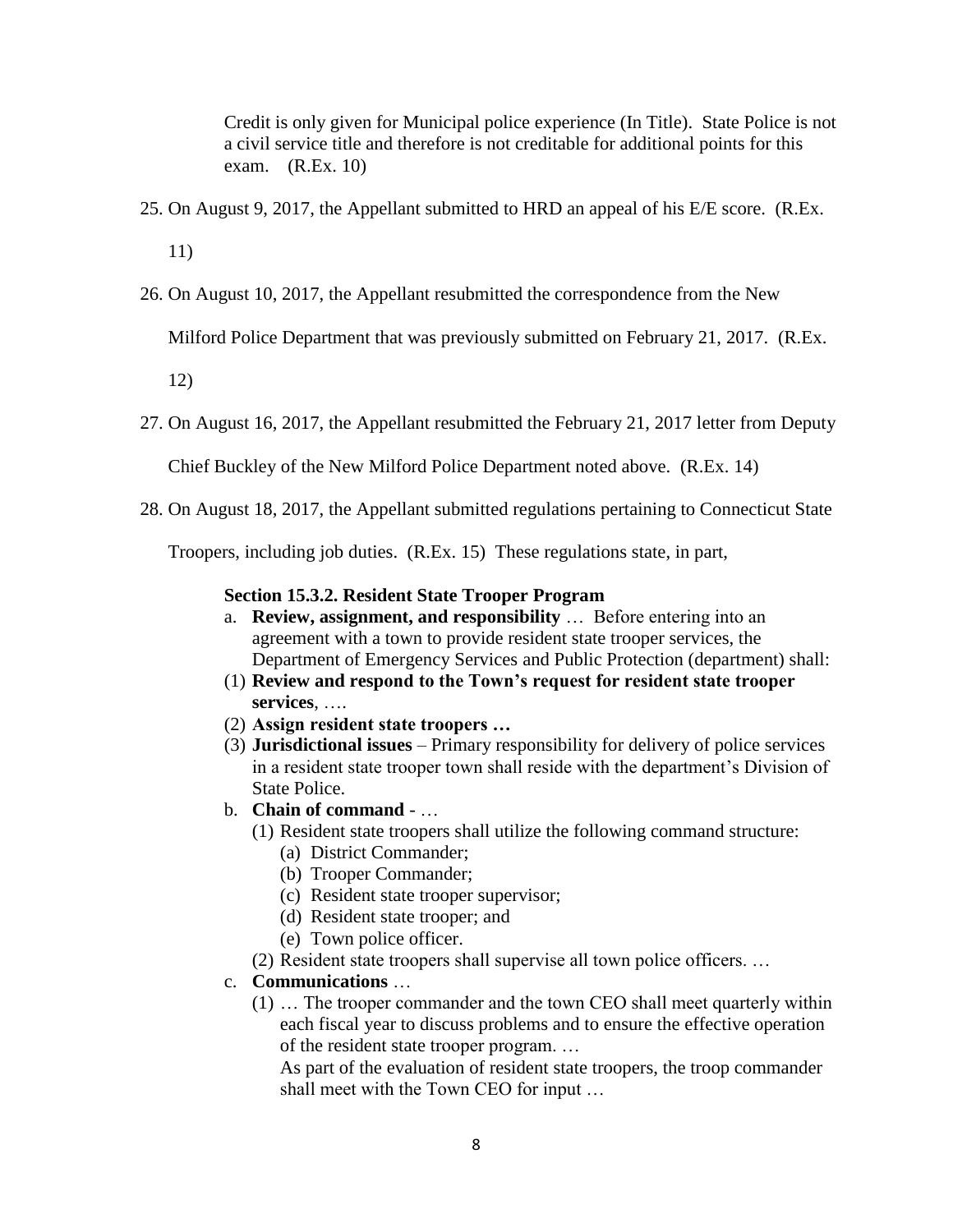> Credit is only given for Municipal police experience (In Title). State Police is not a civil service title and therefore is not creditable for additional points for this exam. (R.Ex. 10)

25. On August 9, 2017, the Appellant submitted to HRD an appeal of his E/E score. (R.Ex. 11)

26. On August 10, 2017, the Appellant resubmitted the correspondence from the New Milford Police Department that was previously submitted on February 21, 2017. (R.Ex. 12)

27. On August 16, 2017, the Appellant resubmitted the February 21, 2017 letter from Deputy Chief Buckley of the New Milford Police Department noted above. (R.Ex. 14)

28. On August 18, 2017, the Appellant submitted regulations pertaining to Connecticut State Troopers, including job duties. (R.Ex. 15) These regulations state, in part,

> **Section 15.3.2. Resident State Trooper Program**
>
> a. **Review, assignment, and responsibility** … Before entering into an agreement with a town to provide resident state trooper services, the Department of Emergency Services and Public Protection (department) shall:
>
> (1) **Review and respond to the Town's request for resident state trooper services**, ….
>
> (2) **Assign resident state troopers …**
>
> (3) **Jurisdictional issues** – Primary responsibility for delivery of police services in a resident state trooper town shall reside with the department's Division of State Police.
>
> b. **Chain of command** - …
>
> (1) Resident state troopers shall utilize the following command structure:
>
> (a) District Commander;
> (b) Trooper Commander;
> (c) Resident state trooper supervisor;
> (d) Resident state trooper; and
> (e) Town police officer.
>
> (2) Resident state troopers shall supervise all town police officers. …
>
> c. **Communications** …
>
> (1) … The trooper commander and the town CEO shall meet quarterly within each fiscal year to discuss problems and to ensure the effective operation of the resident state trooper program. …
>
> As part of the evaluation of resident state troopers, the troop commander shall meet with the Town CEO for input …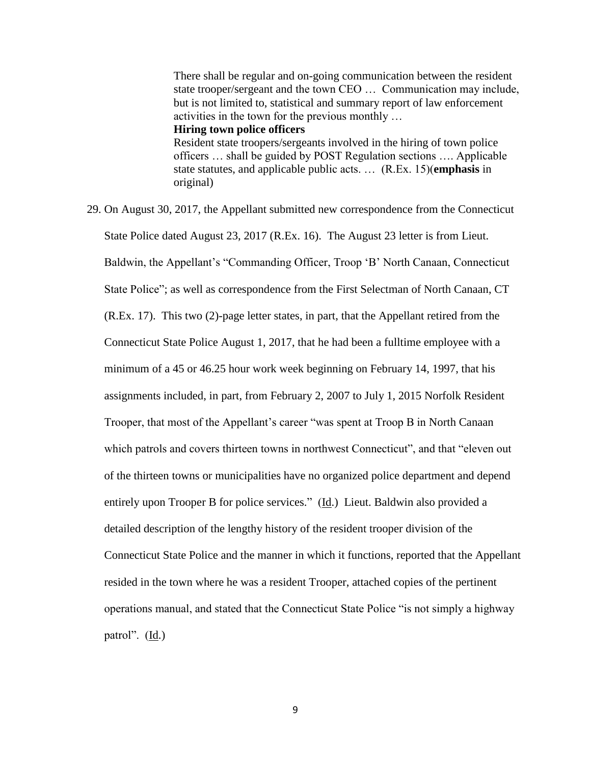> There shall be regular and on-going communication between the resident state trooper/sergeant and the town CEO … Communication may include, but is not limited to, statistical and summary report of law enforcement activities in the town for the previous monthly …
> **Hiring town police officers**
> Resident state troopers/sergeants involved in the hiring of town police officers … shall be guided by POST Regulation sections …. Applicable state statutes, and applicable public acts. … (R.Ex. 15)(**emphasis** in original)

29. On August 30, 2017, the Appellant submitted new correspondence from the Connecticut State Police dated August 23, 2017 (R.Ex. 16). The August 23 letter is from Lieut. Baldwin, the Appellant's "Commanding Officer, Troop 'B' North Canaan, Connecticut State Police"; as well as correspondence from the First Selectman of North Canaan, CT (R.Ex. 17). This two (2)-page letter states, in part, that the Appellant retired from the Connecticut State Police August 1, 2017, that he had been a fulltime employee with a minimum of a 45 or 46.25 hour work week beginning on February 14, 1997, that his assignments included, in part, from February 2, 2007 to July 1, 2015 Norfolk Resident Trooper, that most of the Appellant's career "was spent at Troop B in North Canaan which patrols and covers thirteen towns in northwest Connecticut", and that "eleven out of the thirteen towns or municipalities have no organized police department and depend entirely upon Trooper B for police services." (Id.) Lieut. Baldwin also provided a detailed description of the lengthy history of the resident trooper division of the Connecticut State Police and the manner in which it functions, reported that the Appellant resided in the town where he was a resident Trooper, attached copies of the pertinent operations manual, and stated that the Connecticut State Police "is not simply a highway patrol". (Id.)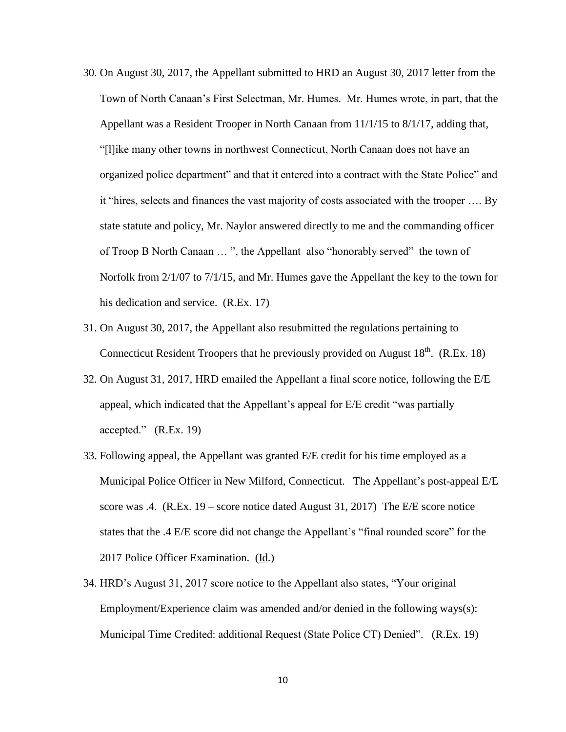30. On August 30, 2017, the Appellant submitted to HRD an August 30, 2017 letter from the Town of North Canaan's First Selectman, Mr. Humes. Mr. Humes wrote, in part, that the Appellant was a Resident Trooper in North Canaan from 11/1/15 to 8/1/17, adding that, "[l]ike many other towns in northwest Connecticut, North Canaan does not have an organized police department" and that it entered into a contract with the State Police" and it "hires, selects and finances the vast majority of costs associated with the trooper …. By state statute and policy, Mr. Naylor answered directly to me and the commanding officer of Troop B North Canaan … ", the Appellant also "honorably served" the town of Norfolk from 2/1/07 to 7/1/15, and Mr. Humes gave the Appellant the key to the town for his dedication and service. (R.Ex. 17)
31. On August 30, 2017, the Appellant also resubmitted the regulations pertaining to Connecticut Resident Troopers that he previously provided on August 18th. (R.Ex. 18)
32. On August 31, 2017, HRD emailed the Appellant a final score notice, following the E/E appeal, which indicated that the Appellant's appeal for E/E credit "was partially accepted." (R.Ex. 19)
33. Following appeal, the Appellant was granted E/E credit for his time employed as a Municipal Police Officer in New Milford, Connecticut. The Appellant's post-appeal E/E score was .4. (R.Ex. 19 – score notice dated August 31, 2017) The E/E score notice states that the .4 E/E score did not change the Appellant's "final rounded score" for the 2017 Police Officer Examination. (Id.)
34. HRD's August 31, 2017 score notice to the Appellant also states, "Your original Employment/Experience claim was amended and/or denied in the following ways(s): Municipal Time Credited: additional Request (State Police CT) Denied". (R.Ex. 19)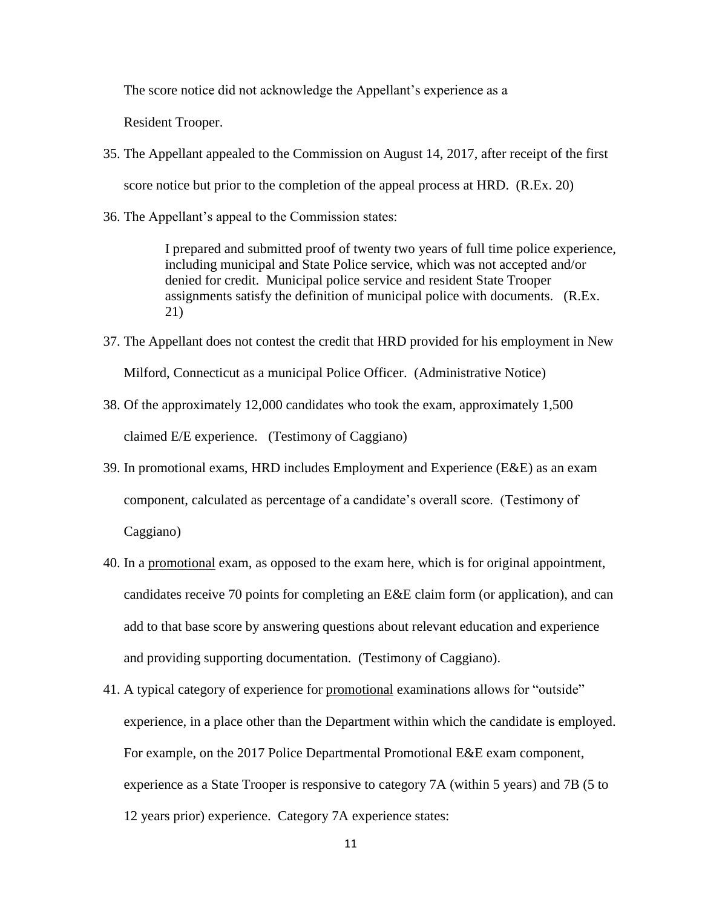The score notice did not acknowledge the Appellant's experience as a Resident Trooper.

35. The Appellant appealed to the Commission on August 14, 2017, after receipt of the first score notice but prior to the completion of the appeal process at HRD. (R.Ex. 20)

36. The Appellant's appeal to the Commission states:

    > I prepared and submitted proof of twenty two years of full time police experience, including municipal and State Police service, which was not accepted and/or denied for credit. Municipal police service and resident State Trooper assignments satisfy the definition of municipal police with documents. (R.Ex. 21)

37. The Appellant does not contest the credit that HRD provided for his employment in New Milford, Connecticut as a municipal Police Officer. (Administrative Notice)

38. Of the approximately 12,000 candidates who took the exam, approximately 1,500 claimed E/E experience. (Testimony of Caggiano)

39. In promotional exams, HRD includes Employment and Experience (E&E) as an exam component, calculated as percentage of a candidate's overall score. (Testimony of Caggiano)

40. In a promotional exam, as opposed to the exam here, which is for original appointment, candidates receive 70 points for completing an E&E claim form (or application), and can add to that base score by answering questions about relevant education and experience and providing supporting documentation. (Testimony of Caggiano).

41. A typical category of experience for promotional examinations allows for "outside" experience, in a place other than the Department within which the candidate is employed. For example, on the 2017 Police Departmental Promotional E&E exam component, experience as a State Trooper is responsive to category 7A (within 5 years) and 7B (5 to 12 years prior) experience. Category 7A experience states: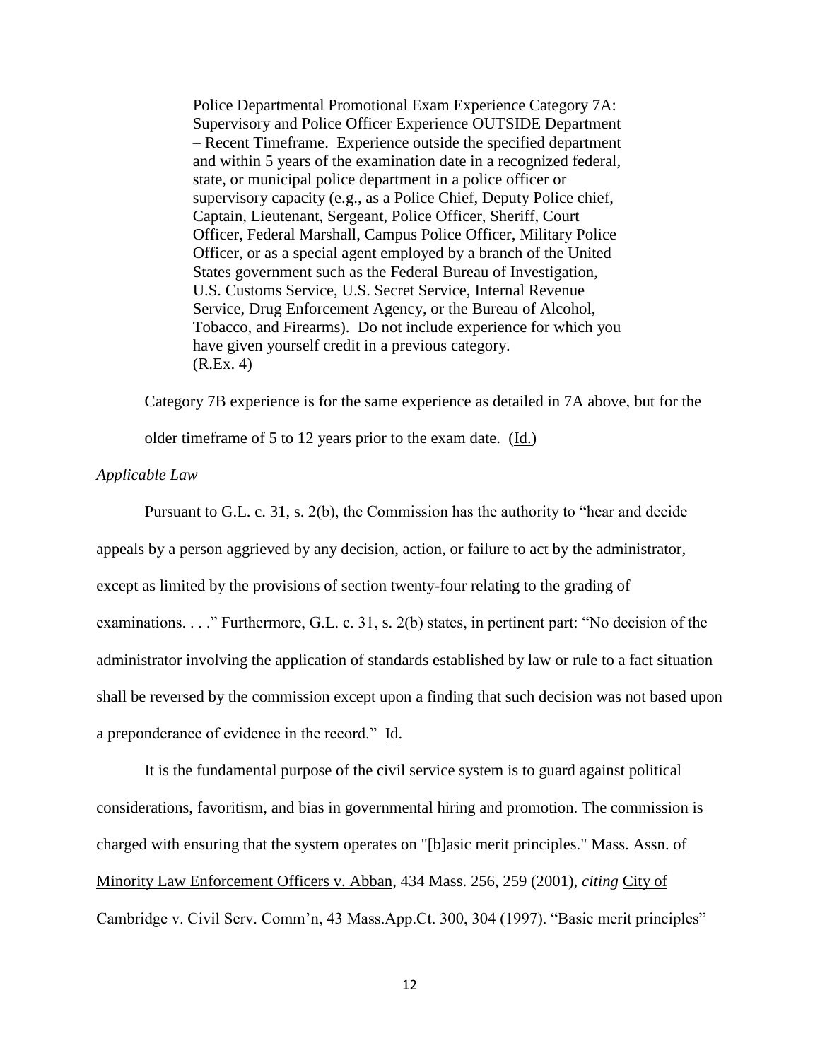> Police Departmental Promotional Exam Experience Category 7A: Supervisory and Police Officer Experience OUTSIDE Department – Recent Timeframe. Experience outside the specified department and within 5 years of the examination date in a recognized federal, state, or municipal police department in a police officer or supervisory capacity (e.g., as a Police Chief, Deputy Police chief, Captain, Lieutenant, Sergeant, Police Officer, Sheriff, Court Officer, Federal Marshall, Campus Police Officer, Military Police Officer, or as a special agent employed by a branch of the United States government such as the Federal Bureau of Investigation, U.S. Customs Service, U.S. Secret Service, Internal Revenue Service, Drug Enforcement Agency, or the Bureau of Alcohol, Tobacco, and Firearms). Do not include experience for which you have given yourself credit in a previous category. (R.Ex. 4)

Category 7B experience is for the same experience as detailed in 7A above, but for the older timeframe of 5 to 12 years prior to the exam date. (Id.)

*Applicable Law*

Pursuant to G.L. c. 31, s. 2(b), the Commission has the authority to "hear and decide appeals by a person aggrieved by any decision, action, or failure to act by the administrator, except as limited by the provisions of section twenty-four relating to the grading of examinations. . . ." Furthermore, G.L. c. 31, s. 2(b) states, in pertinent part: "No decision of the administrator involving the application of standards established by law or rule to a fact situation shall be reversed by the commission except upon a finding that such decision was not based upon a preponderance of evidence in the record." Id.

It is the fundamental purpose of the civil service system is to guard against political considerations, favoritism, and bias in governmental hiring and promotion. The commission is charged with ensuring that the system operates on "[b]asic merit principles." Mass. Assn. of Minority Law Enforcement Officers v. Abban, 434 Mass. 256, 259 (2001), *citing* City of Cambridge v. Civil Serv. Comm'n, 43 Mass.App.Ct. 300, 304 (1997). "Basic merit principles"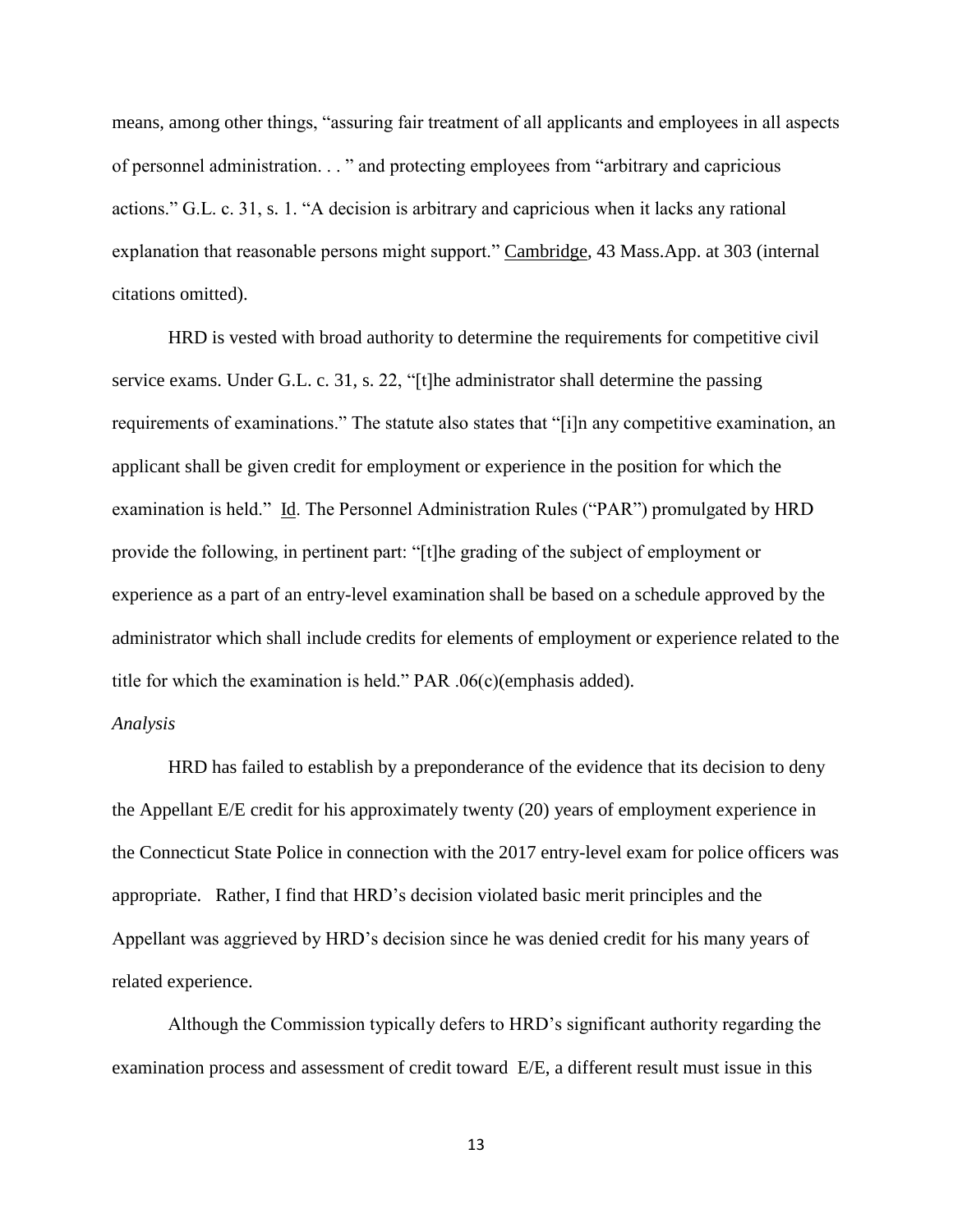means, among other things, "assuring fair treatment of all applicants and employees in all aspects of personnel administration. . . " and protecting employees from "arbitrary and capricious actions." G.L. c. 31, s. 1. "A decision is arbitrary and capricious when it lacks any rational explanation that reasonable persons might support." Cambridge, 43 Mass.App. at 303 (internal citations omitted).

HRD is vested with broad authority to determine the requirements for competitive civil service exams. Under G.L. c. 31, s. 22, "[t]he administrator shall determine the passing requirements of examinations." The statute also states that "[i]n any competitive examination, an applicant shall be given credit for employment or experience in the position for which the examination is held." Id. The Personnel Administration Rules ("PAR") promulgated by HRD provide the following, in pertinent part: "[t]he grading of the subject of employment or experience as a part of an entry-level examination shall be based on a schedule approved by the administrator which shall include credits for elements of employment or experience related to the title for which the examination is held." PAR .06(c)(emphasis added).

*Analysis*

HRD has failed to establish by a preponderance of the evidence that its decision to deny the Appellant E/E credit for his approximately twenty (20) years of employment experience in the Connecticut State Police in connection with the 2017 entry-level exam for police officers was appropriate. Rather, I find that HRD's decision violated basic merit principles and the Appellant was aggrieved by HRD's decision since he was denied credit for his many years of related experience.

Although the Commission typically defers to HRD's significant authority regarding the examination process and assessment of credit toward E/E, a different result must issue in this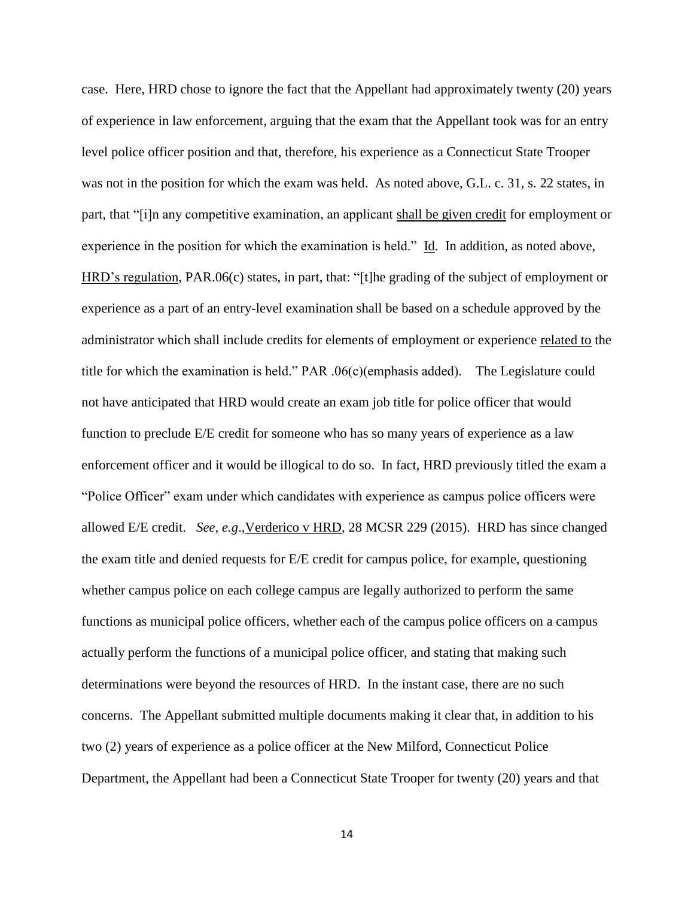case. Here, HRD chose to ignore the fact that the Appellant had approximately twenty (20) years of experience in law enforcement, arguing that the exam that the Appellant took was for an entry level police officer position and that, therefore, his experience as a Connecticut State Trooper was not in the position for which the exam was held. As noted above, G.L. c. 31, s. 22 states, in part, that "[i]n any competitive examination, an applicant <u>shall be given credit</u> for employment or experience in the position for which the examination is held." <u>Id</u>. In addition, as noted above, <u>HRD's regulation</u>, PAR.06(c) states, in part, that: "[t]he grading of the subject of employment or experience as a part of an entry-level examination shall be based on a schedule approved by the administrator which shall include credits for elements of employment or experience <u>related to</u> the title for which the examination is held." PAR .06(c)(emphasis added). The Legislature could not have anticipated that HRD would create an exam job title for police officer that would function to preclude E/E credit for someone who has so many years of experience as a law enforcement officer and it would be illogical to do so. In fact, HRD previously titled the exam a "Police Officer" exam under which candidates with experience as campus police officers were allowed E/E credit. *See, e.g*.,<u>Verderico v HRD</u>, 28 MCSR 229 (2015). HRD has since changed the exam title and denied requests for E/E credit for campus police, for example, questioning whether campus police on each college campus are legally authorized to perform the same functions as municipal police officers, whether each of the campus police officers on a campus actually perform the functions of a municipal police officer, and stating that making such determinations were beyond the resources of HRD. In the instant case, there are no such concerns. The Appellant submitted multiple documents making it clear that, in addition to his two (2) years of experience as a police officer at the New Milford, Connecticut Police Department, the Appellant had been a Connecticut State Trooper for twenty (20) years and that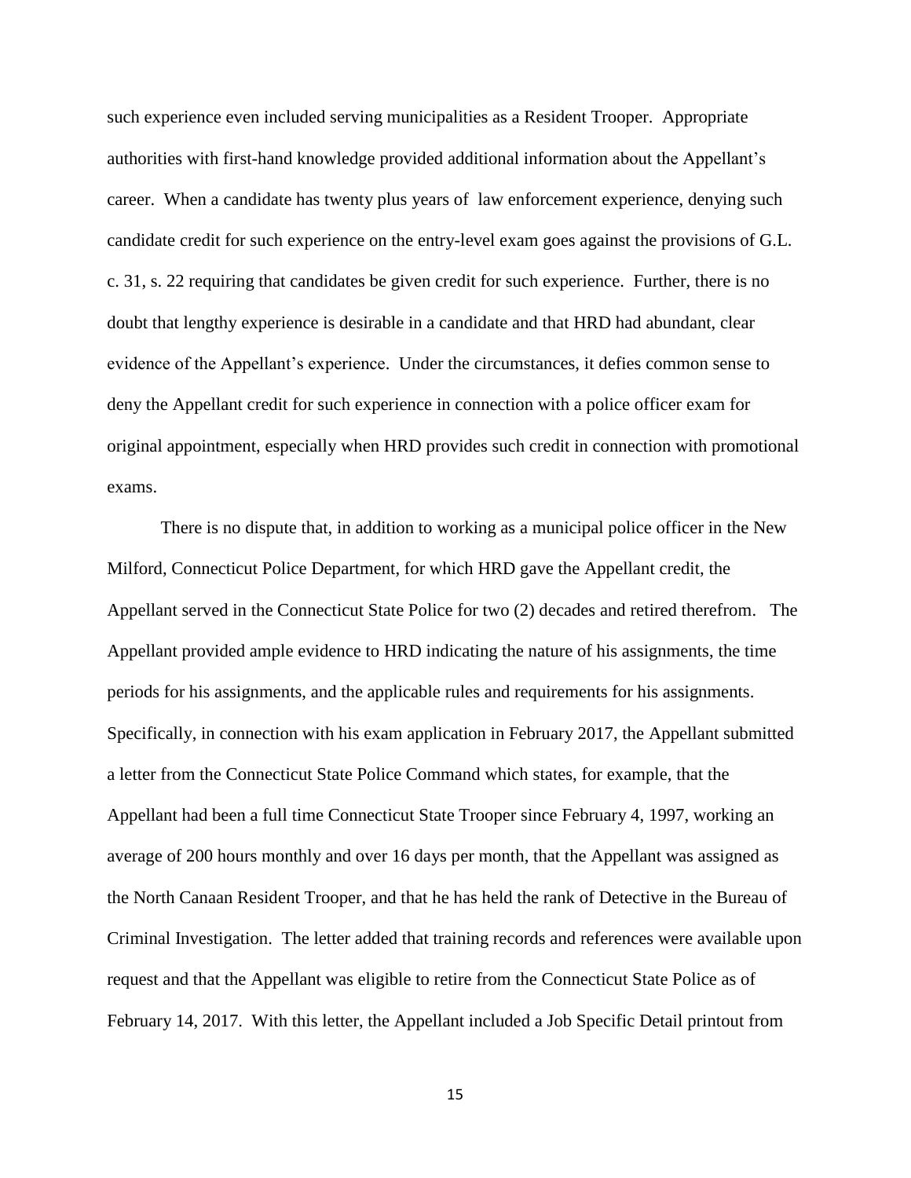such experience even included serving municipalities as a Resident Trooper. Appropriate authorities with first-hand knowledge provided additional information about the Appellant's career. When a candidate has twenty plus years of law enforcement experience, denying such candidate credit for such experience on the entry-level exam goes against the provisions of G.L. c. 31, s. 22 requiring that candidates be given credit for such experience. Further, there is no doubt that lengthy experience is desirable in a candidate and that HRD had abundant, clear evidence of the Appellant's experience. Under the circumstances, it defies common sense to deny the Appellant credit for such experience in connection with a police officer exam for original appointment, especially when HRD provides such credit in connection with promotional exams.

There is no dispute that, in addition to working as a municipal police officer in the New Milford, Connecticut Police Department, for which HRD gave the Appellant credit, the Appellant served in the Connecticut State Police for two (2) decades and retired therefrom. The Appellant provided ample evidence to HRD indicating the nature of his assignments, the time periods for his assignments, and the applicable rules and requirements for his assignments. Specifically, in connection with his exam application in February 2017, the Appellant submitted a letter from the Connecticut State Police Command which states, for example, that the Appellant had been a full time Connecticut State Trooper since February 4, 1997, working an average of 200 hours monthly and over 16 days per month, that the Appellant was assigned as the North Canaan Resident Trooper, and that he has held the rank of Detective in the Bureau of Criminal Investigation. The letter added that training records and references were available upon request and that the Appellant was eligible to retire from the Connecticut State Police as of February 14, 2017. With this letter, the Appellant included a Job Specific Detail printout from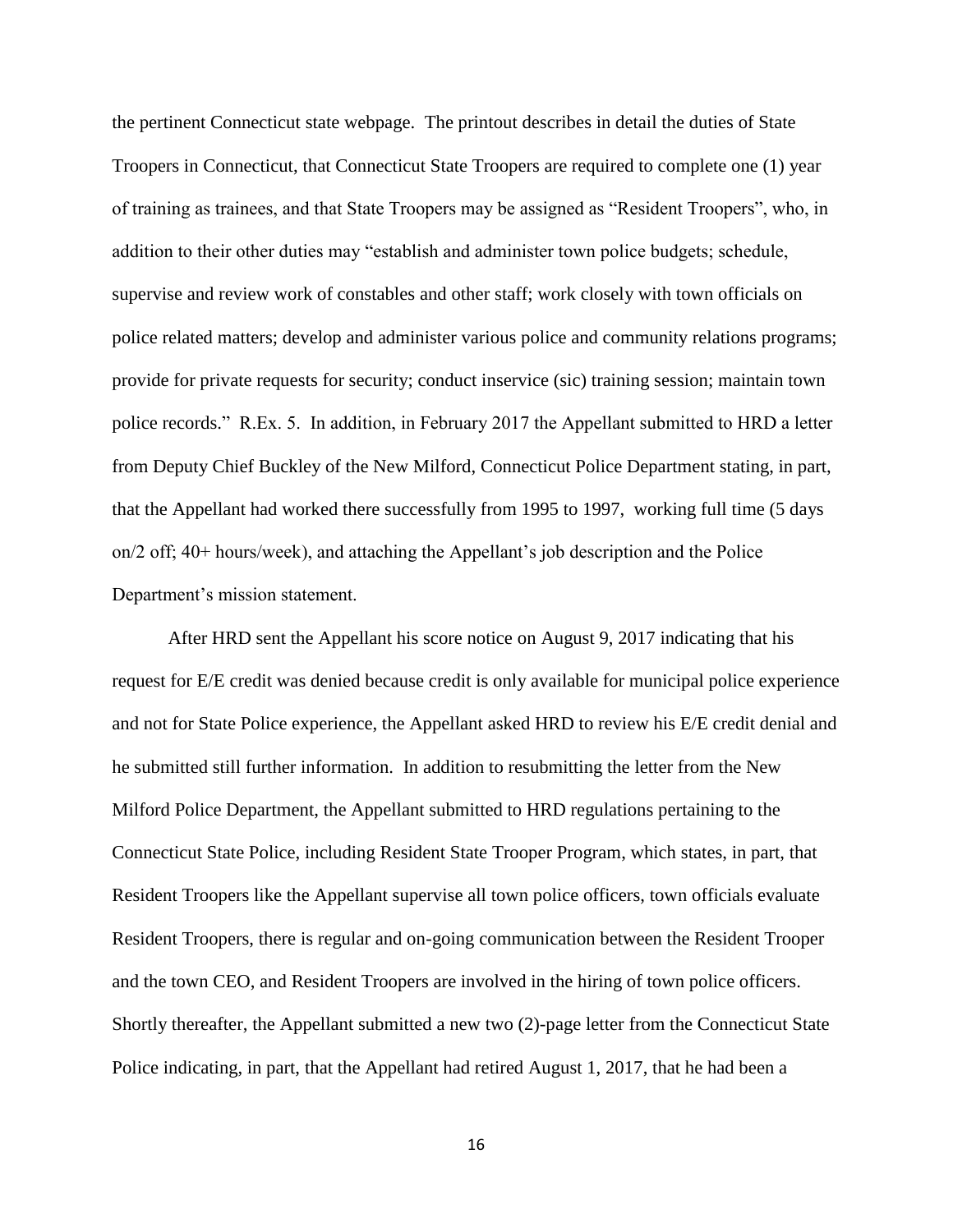the pertinent Connecticut state webpage. The printout describes in detail the duties of State Troopers in Connecticut, that Connecticut State Troopers are required to complete one (1) year of training as trainees, and that State Troopers may be assigned as "Resident Troopers", who, in addition to their other duties may "establish and administer town police budgets; schedule, supervise and review work of constables and other staff; work closely with town officials on police related matters; develop and administer various police and community relations programs; provide for private requests for security; conduct inservice (sic) training session; maintain town police records." R.Ex. 5. In addition, in February 2017 the Appellant submitted to HRD a letter from Deputy Chief Buckley of the New Milford, Connecticut Police Department stating, in part, that the Appellant had worked there successfully from 1995 to 1997, working full time (5 days on/2 off; 40+ hours/week), and attaching the Appellant's job description and the Police Department's mission statement.

After HRD sent the Appellant his score notice on August 9, 2017 indicating that his request for E/E credit was denied because credit is only available for municipal police experience and not for State Police experience, the Appellant asked HRD to review his E/E credit denial and he submitted still further information. In addition to resubmitting the letter from the New Milford Police Department, the Appellant submitted to HRD regulations pertaining to the Connecticut State Police, including Resident State Trooper Program, which states, in part, that Resident Troopers like the Appellant supervise all town police officers, town officials evaluate Resident Troopers, there is regular and on-going communication between the Resident Trooper and the town CEO, and Resident Troopers are involved in the hiring of town police officers. Shortly thereafter, the Appellant submitted a new two (2)-page letter from the Connecticut State Police indicating, in part, that the Appellant had retired August 1, 2017, that he had been a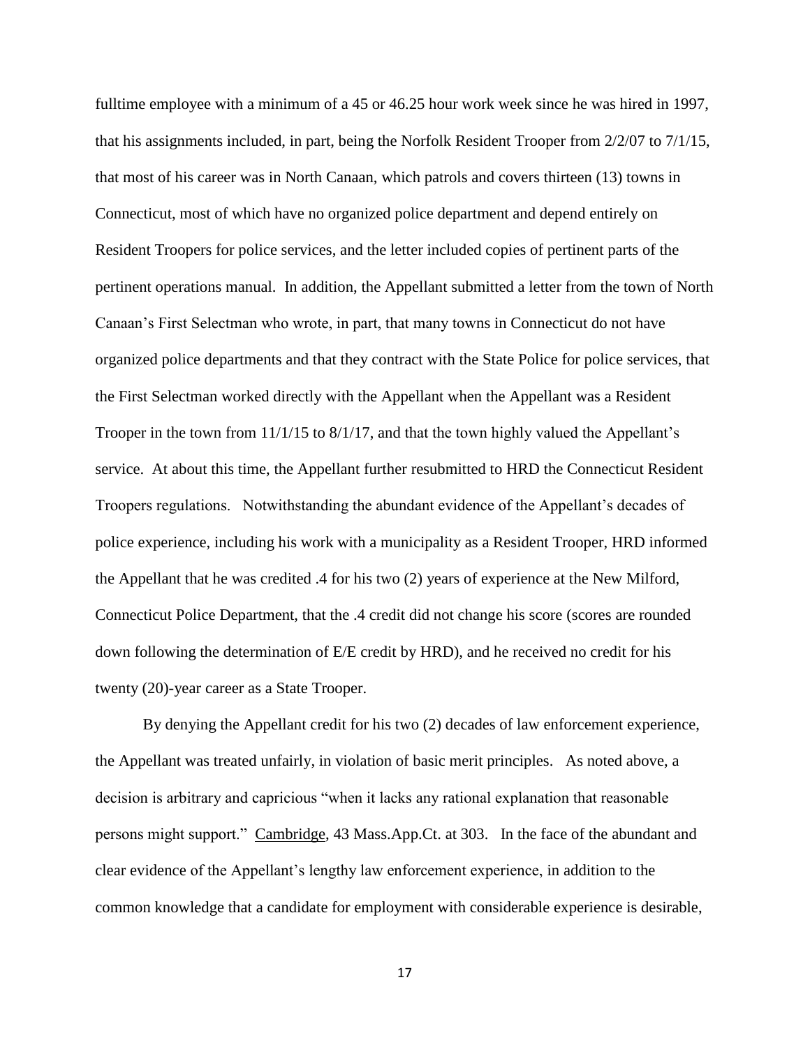fulltime employee with a minimum of a 45 or 46.25 hour work week since he was hired in 1997, that his assignments included, in part, being the Norfolk Resident Trooper from 2/2/07 to 7/1/15, that most of his career was in North Canaan, which patrols and covers thirteen (13) towns in Connecticut, most of which have no organized police department and depend entirely on Resident Troopers for police services, and the letter included copies of pertinent parts of the pertinent operations manual. In addition, the Appellant submitted a letter from the town of North Canaan's First Selectman who wrote, in part, that many towns in Connecticut do not have organized police departments and that they contract with the State Police for police services, that the First Selectman worked directly with the Appellant when the Appellant was a Resident Trooper in the town from 11/1/15 to 8/1/17, and that the town highly valued the Appellant's service. At about this time, the Appellant further resubmitted to HRD the Connecticut Resident Troopers regulations. Notwithstanding the abundant evidence of the Appellant's decades of police experience, including his work with a municipality as a Resident Trooper, HRD informed the Appellant that he was credited .4 for his two (2) years of experience at the New Milford, Connecticut Police Department, that the .4 credit did not change his score (scores are rounded down following the determination of E/E credit by HRD), and he received no credit for his twenty (20)-year career as a State Trooper.

By denying the Appellant credit for his two (2) decades of law enforcement experience, the Appellant was treated unfairly, in violation of basic merit principles. As noted above, a decision is arbitrary and capricious "when it lacks any rational explanation that reasonable persons might support." Cambridge, 43 Mass.App.Ct. at 303. In the face of the abundant and clear evidence of the Appellant's lengthy law enforcement experience, in addition to the common knowledge that a candidate for employment with considerable experience is desirable,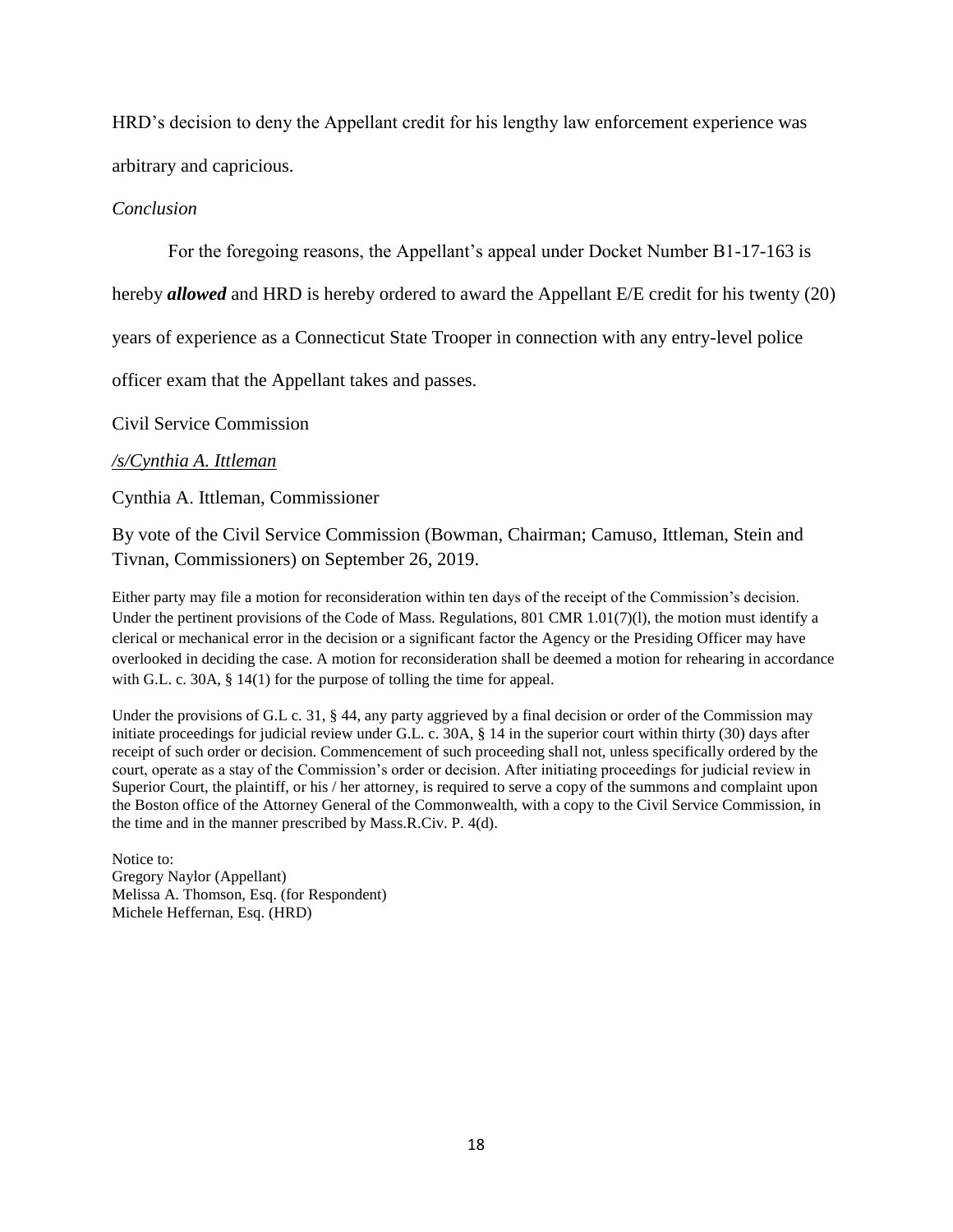HRD's decision to deny the Appellant credit for his lengthy law enforcement experience was arbitrary and capricious.

*Conclusion*

For the foregoing reasons, the Appellant's appeal under Docket Number B1-17-163 is hereby ***allowed*** and HRD is hereby ordered to award the Appellant E/E credit for his twenty (20) years of experience as a Connecticut State Trooper in connection with any entry-level police officer exam that the Appellant takes and passes.

Civil Service Commission

*/s/Cynthia A. Ittleman*

Cynthia A. Ittleman, Commissioner

By vote of the Civil Service Commission (Bowman, Chairman; Camuso, Ittleman, Stein and Tivnan, Commissioners) on September 26, 2019.

Either party may file a motion for reconsideration within ten days of the receipt of the Commission's decision. Under the pertinent provisions of the Code of Mass. Regulations, 801 CMR 1.01(7)(l), the motion must identify a clerical or mechanical error in the decision or a significant factor the Agency or the Presiding Officer may have overlooked in deciding the case. A motion for reconsideration shall be deemed a motion for rehearing in accordance with G.L. c. 30A, § 14(1) for the purpose of tolling the time for appeal.

Under the provisions of G.L c. 31, § 44, any party aggrieved by a final decision or order of the Commission may initiate proceedings for judicial review under G.L. c. 30A, § 14 in the superior court within thirty (30) days after receipt of such order or decision. Commencement of such proceeding shall not, unless specifically ordered by the court, operate as a stay of the Commission's order or decision. After initiating proceedings for judicial review in Superior Court, the plaintiff, or his / her attorney, is required to serve a copy of the summons and complaint upon the Boston office of the Attorney General of the Commonwealth, with a copy to the Civil Service Commission, in the time and in the manner prescribed by Mass.R.Civ. P. 4(d).

Notice to:
Gregory Naylor (Appellant)
Melissa A. Thomson, Esq. (for Respondent)
Michele Heffernan, Esq. (HRD)